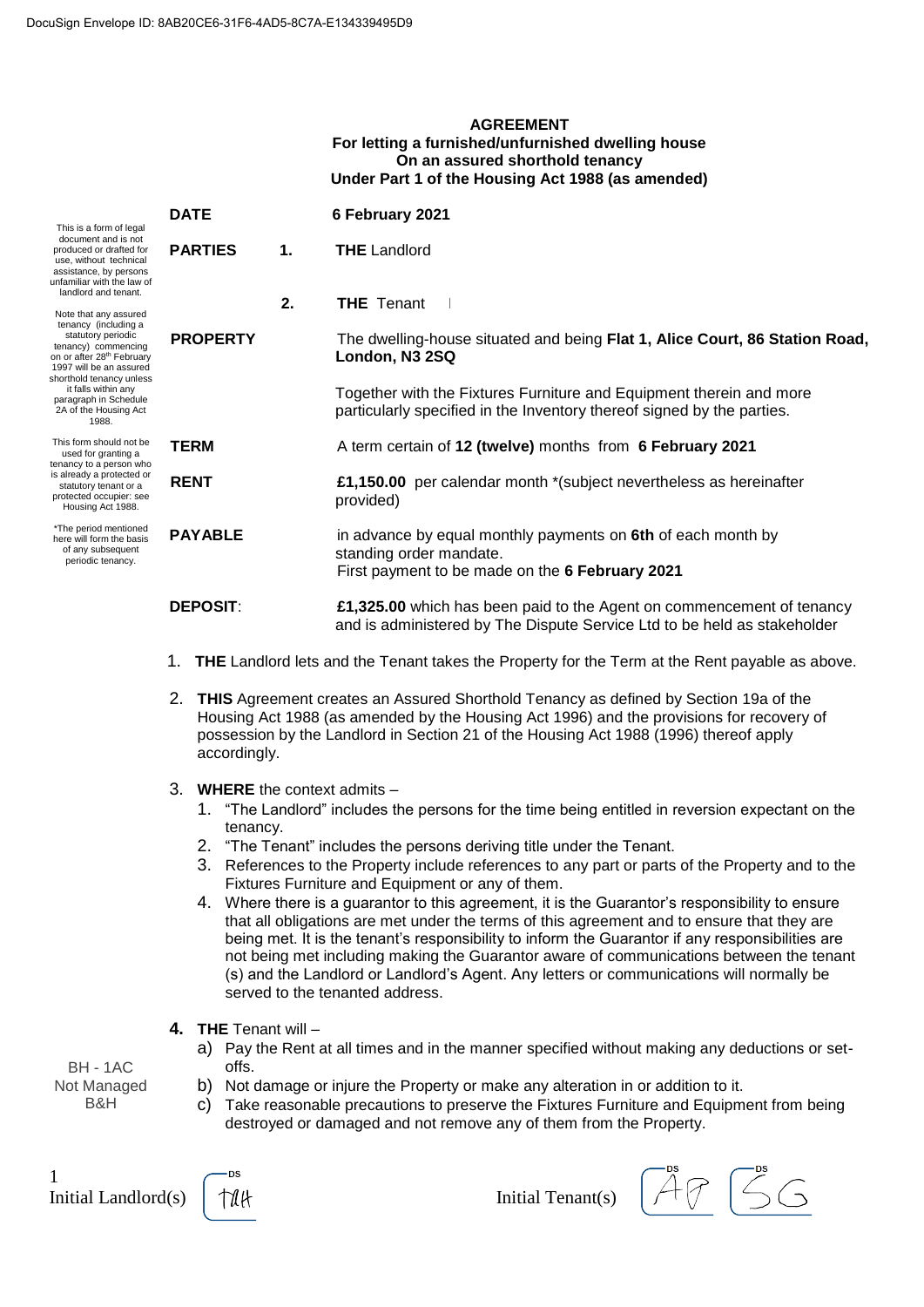## AGREEMENT

**For letting a furnished/unfurnished dwelling house**
**On an assured shorthold tenancy**
**Under Part 1 of the Housing Act 1988 (as amended)**

This is a form of legal document and is not produced or drafted for use, without technical assistance, by persons unfamiliar with the law of landlord and tenant.

Note that any assured tenancy (including a statutory periodic tenancy) commencing on or after 28th February 1997 will be an assured shorthold tenancy unless it falls within any paragraph in Schedule 2A of the Housing Act 1988.

This form should not be used for granting a tenancy to a person who is already a protected or statutory tenant or a protected occupier: see Housing Act 1988.

*The period mentioned here will form the basis of any subsequent periodic tenancy.

**DATE** **6 February 2021**

**PARTIES** **1.** **THE** Landlord

**2.** **THE** Tenant

**PROPERTY** The dwelling-house situated and being **Flat 1, Alice Court, 86 Station Road, London, N3 2SQ**

Together with the Fixtures Furniture and Equipment therein and more particularly specified in the Inventory thereof signed by the parties.

**TERM** A term certain of **12 (twelve)** months from **6 February 2021**

**RENT** **£1,150.00** per calendar month *(subject nevertheless as hereinafter provided)

**PAYABLE** in advance by equal monthly payments on **6th** of each month by standing order mandate.
First payment to be made on the **6 February 2021**

**DEPOSIT**: **£1,325.00** which has been paid to the Agent on commencement of tenancy and is administered by The Dispute Service Ltd to be held as stakeholder

1. **THE** Landlord lets and the Tenant takes the Property for the Term at the Rent payable as above.
2. **THIS** Agreement creates an Assured Shorthold Tenancy as defined by Section 19a of the Housing Act 1988 (as amended by the Housing Act 1996) and the provisions for recovery of possession by the Landlord in Section 21 of the Housing Act 1988 (1996) thereof apply accordingly.
3. **WHERE** the context admits –
   1. "The Landlord" includes the persons for the time being entitled in reversion expectant on the tenancy.
   2. "The Tenant" includes the persons deriving title under the Tenant.
   3. References to the Property include references to any part or parts of the Property and to the Fixtures Furniture and Equipment or any of them.
   4. Where there is a guarantor to this agreement, it is the Guarantor's responsibility to ensure that all obligations are met under the terms of this agreement and to ensure that they are being met. It is the tenant's responsibility to inform the Guarantor if any responsibilities are not being met including making the Guarantor aware of communications between the tenant (s) and the Landlord or Landlord's Agent. Any letters or communications will normally be served to the tenanted address.
4. **THE** Tenant will –
   a) Pay the Rent at all times and in the manner specified without making any deductions or set-offs.
   b) Not damage or injure the Property or make any alteration in or addition to it.
   c) Take reasonable precautions to preserve the Fixtures Furniture and Equipment from being destroyed or damaged and not remove any of them from the Property.

BH - 1AC
Not Managed
B&H

Initial Landlord(s) TAH    Initial Tenant(s) AP SG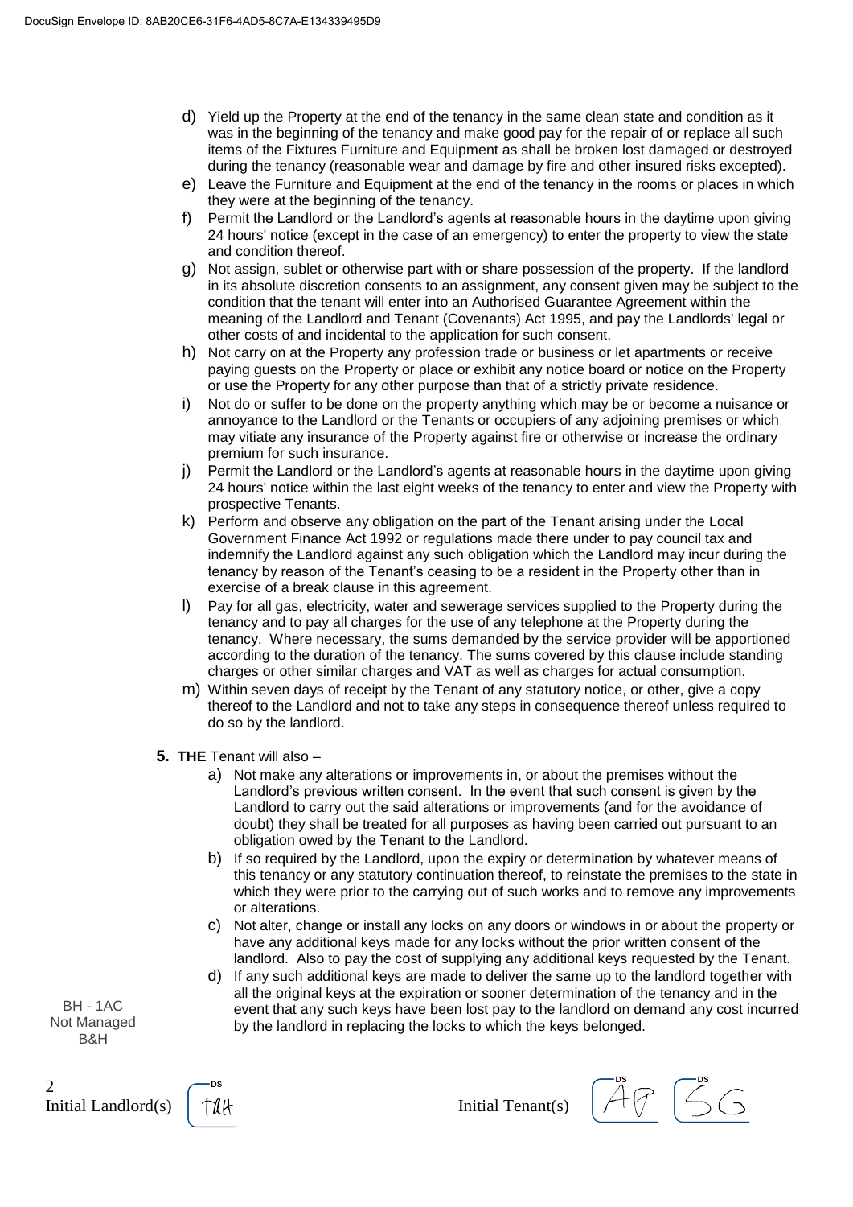d) Yield up the Property at the end of the tenancy in the same clean state and condition as it was in the beginning of the tenancy and make good pay for the repair of or replace all such items of the Fixtures Furniture and Equipment as shall be broken lost damaged or destroyed during the tenancy (reasonable wear and damage by fire and other insured risks excepted).

e) Leave the Furniture and Equipment at the end of the tenancy in the rooms or places in which they were at the beginning of the tenancy.

f) Permit the Landlord or the Landlord's agents at reasonable hours in the daytime upon giving 24 hours' notice (except in the case of an emergency) to enter the property to view the state and condition thereof.

g) Not assign, sublet or otherwise part with or share possession of the property. If the landlord in its absolute discretion consents to an assignment, any consent given may be subject to the condition that the tenant will enter into an Authorised Guarantee Agreement within the meaning of the Landlord and Tenant (Covenants) Act 1995, and pay the Landlords' legal or other costs of and incidental to the application for such consent.

h) Not carry on at the Property any profession trade or business or let apartments or receive paying guests on the Property or place or exhibit any notice board or notice on the Property or use the Property for any other purpose than that of a strictly private residence.

i) Not do or suffer to be done on the property anything which may be or become a nuisance or annoyance to the Landlord or the Tenants or occupiers of any adjoining premises or which may vitiate any insurance of the Property against fire or otherwise or increase the ordinary premium for such insurance.

j) Permit the Landlord or the Landlord's agents at reasonable hours in the daytime upon giving 24 hours' notice within the last eight weeks of the tenancy to enter and view the Property with prospective Tenants.

k) Perform and observe any obligation on the part of the Tenant arising under the Local Government Finance Act 1992 or regulations made there under to pay council tax and indemnify the Landlord against any such obligation which the Landlord may incur during the tenancy by reason of the Tenant's ceasing to be a resident in the Property other than in exercise of a break clause in this agreement.

l) Pay for all gas, electricity, water and sewerage services supplied to the Property during the tenancy and to pay all charges for the use of any telephone at the Property during the tenancy. Where necessary, the sums demanded by the service provider will be apportioned according to the duration of the tenancy. The sums covered by this clause include standing charges or other similar charges and VAT as well as charges for actual consumption.

m) Within seven days of receipt by the Tenant of any statutory notice, or other, give a copy thereof to the Landlord and not to take any steps in consequence thereof unless required to do so by the landlord.

**5. THE** Tenant will also –

a) Not make any alterations or improvements in, or about the premises without the Landlord's previous written consent. In the event that such consent is given by the Landlord to carry out the said alterations or improvements (and for the avoidance of doubt) they shall be treated for all purposes as having been carried out pursuant to an obligation owed by the Tenant to the Landlord.

b) If so required by the Landlord, upon the expiry or determination by whatever means of this tenancy or any statutory continuation thereof, to reinstate the premises to the state in which they were prior to the carrying out of such works and to remove any improvements or alterations.

c) Not alter, change or install any locks on any doors or windows in or about the property or have any additional keys made for any locks without the prior written consent of the landlord. Also to pay the cost of supplying any additional keys requested by the Tenant.

d) If any such additional keys are made to deliver the same up to the landlord together with all the original keys at the expiration or sooner determination of the tenancy and in the event that any such keys have been lost pay to the landlord on demand any cost incurred by the landlord in replacing the locks to which the keys belonged.

BH - 1AC
Not Managed
B&H

Initial Landlord(s) TAH

Initial Tenant(s) AP SG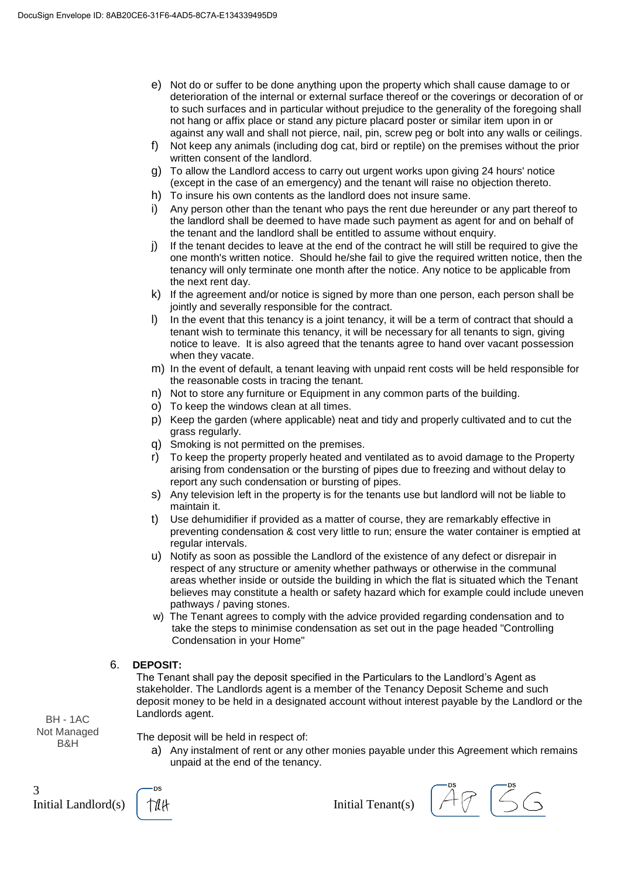e) Not do or suffer to be done anything upon the property which shall cause damage to or deterioration of the internal or external surface thereof or the coverings or decoration of or to such surfaces and in particular without prejudice to the generality of the foregoing shall not hang or affix place or stand any picture placard poster or similar item upon in or against any wall and shall not pierce, nail, pin, screw peg or bolt into any walls or ceilings.

f) Not keep any animals (including dog cat, bird or reptile) on the premises without the prior written consent of the landlord.

g) To allow the Landlord access to carry out urgent works upon giving 24 hours' notice (except in the case of an emergency) and the tenant will raise no objection thereto.

h) To insure his own contents as the landlord does not insure same.

i) Any person other than the tenant who pays the rent due hereunder or any part thereof to the landlord shall be deemed to have made such payment as agent for and on behalf of the tenant and the landlord shall be entitled to assume without enquiry.

j) If the tenant decides to leave at the end of the contract he will still be required to give the one month's written notice. Should he/she fail to give the required written notice, then the tenancy will only terminate one month after the notice. Any notice to be applicable from the next rent day.

k) If the agreement and/or notice is signed by more than one person, each person shall be jointly and severally responsible for the contract.

l) In the event that this tenancy is a joint tenancy, it will be a term of contract that should a tenant wish to terminate this tenancy, it will be necessary for all tenants to sign, giving notice to leave. It is also agreed that the tenants agree to hand over vacant possession when they vacate.

m) In the event of default, a tenant leaving with unpaid rent costs will be held responsible for the reasonable costs in tracing the tenant.

n) Not to store any furniture or Equipment in any common parts of the building.

o) To keep the windows clean at all times.

p) Keep the garden (where applicable) neat and tidy and properly cultivated and to cut the grass regularly.

q) Smoking is not permitted on the premises.

r) To keep the property properly heated and ventilated as to avoid damage to the Property arising from condensation or the bursting of pipes due to freezing and without delay to report any such condensation or bursting of pipes.

s) Any television left in the property is for the tenants use but landlord will not be liable to maintain it.

t) Use dehumidifier if provided as a matter of course, they are remarkably effective in preventing condensation & cost very little to run; ensure the water container is emptied at regular intervals.

u) Notify as soon as possible the Landlord of the existence of any defect or disrepair in respect of any structure or amenity whether pathways or otherwise in the communal areas whether inside or outside the building in which the flat is situated which the Tenant believes may constitute a health or safety hazard which for example could include uneven pathways / paving stones.

w) The Tenant agrees to comply with the advice provided regarding condensation and to take the steps to minimise condensation as set out in the page headed "Controlling Condensation in your Home"

## 6. DEPOSIT:

The Tenant shall pay the deposit specified in the Particulars to the Landlord's Agent as stakeholder. The Landlords agent is a member of the Tenancy Deposit Scheme and such deposit money to be held in a designated account without interest payable by the Landlord or the Landlords agent.

The deposit will be held in respect of:

a) Any instalment of rent or any other monies payable under this Agreement which remains unpaid at the end of the tenancy.

BH - 1AC
Not Managed
B&H

Initial Landlord(s) TAH Initial Tenant(s) AP SG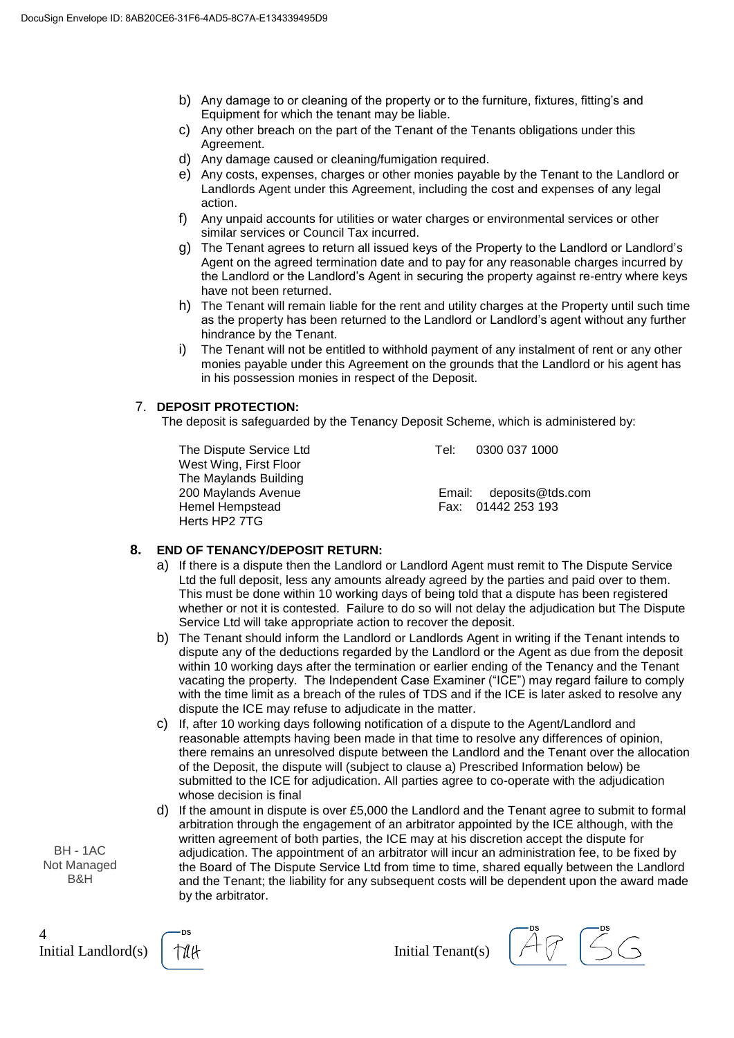b) Any damage to or cleaning of the property or to the furniture, fixtures, fitting's and Equipment for which the tenant may be liable.
c) Any other breach on the part of the Tenant of the Tenants obligations under this Agreement.
d) Any damage caused or cleaning/fumigation required.
e) Any costs, expenses, charges or other monies payable by the Tenant to the Landlord or Landlords Agent under this Agreement, including the cost and expenses of any legal action.
f) Any unpaid accounts for utilities or water charges or environmental services or other similar services or Council Tax incurred.
g) The Tenant agrees to return all issued keys of the Property to the Landlord or Landlord's Agent on the agreed termination date and to pay for any reasonable charges incurred by the Landlord or the Landlord's Agent in securing the property against re-entry where keys have not been returned.
h) The Tenant will remain liable for the rent and utility charges at the Property until such time as the property has been returned to the Landlord or Landlord's agent without any further hindrance by the Tenant.
i) The Tenant will not be entitled to withhold payment of any instalment of rent or any other monies payable under this Agreement on the grounds that the Landlord or his agent has in his possession monies in respect of the Deposit.

7. **DEPOSIT PROTECTION:**

The deposit is safeguarded by the Tenancy Deposit Scheme, which is administered by:

The Dispute Service Ltd
West Wing, First Floor
The Maylands Building
200 Maylands Avenue
Hemel Hempstead
Herts HP2 7TG

Tel: 0300 037 1000

Email: deposits@tds.com
Fax: 01442 253 193

8. **END OF TENANCY/DEPOSIT RETURN:**

a) If there is a dispute then the Landlord or Landlord Agent must remit to The Dispute Service Ltd the full deposit, less any amounts already agreed by the parties and paid over to them. This must be done within 10 working days of being told that a dispute has been registered whether or not it is contested. Failure to do so will not delay the adjudication but The Dispute Service Ltd will take appropriate action to recover the deposit.
b) The Tenant should inform the Landlord or Landlords Agent in writing if the Tenant intends to dispute any of the deductions regarded by the Landlord or the Agent as due from the deposit within 10 working days after the termination or earlier ending of the Tenancy and the Tenant vacating the property. The Independent Case Examiner ("ICE") may regard failure to comply with the time limit as a breach of the rules of TDS and if the ICE is later asked to resolve any dispute the ICE may refuse to adjudicate in the matter.
c) If, after 10 working days following notification of a dispute to the Agent/Landlord and reasonable attempts having been made in that time to resolve any differences of opinion, there remains an unresolved dispute between the Landlord and the Tenant over the allocation of the Deposit, the dispute will (subject to clause a) Prescribed Information below) be submitted to the ICE for adjudication. All parties agree to co-operate with the adjudication whose decision is final
d) If the amount in dispute is over £5,000 the Landlord and the Tenant agree to submit to formal arbitration through the engagement of an arbitrator appointed by the ICE although, with the written agreement of both parties, the ICE may at his discretion accept the dispute for adjudication. The appointment of an arbitrator will incur an administration fee, to be fixed by the Board of The Dispute Service Ltd from time to time, shared equally between the Landlord and the Tenant; the liability for any subsequent costs will be dependent upon the award made by the arbitrator.

BH - 1AC
Not Managed
B&H

Initial Landlord(s) TAH

Initial Tenant(s) AP SG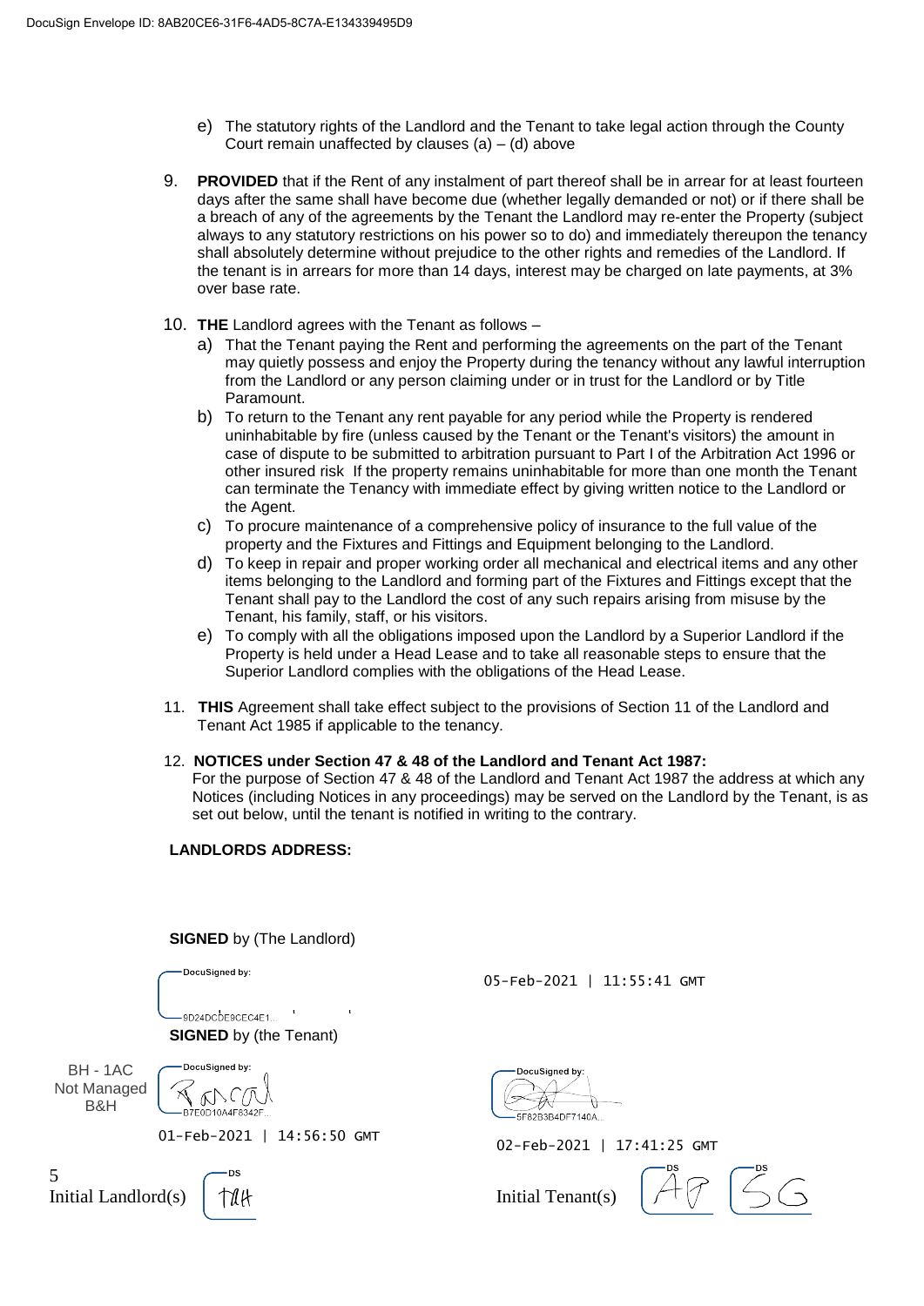DocuSign Envelope ID: 8AB20CE6-31F6-4AD5-8C7A-E134339495D9

e) The statutory rights of the Landlord and the Tenant to take legal action through the County Court remain unaffected by clauses (a) – (d) above

9. **PROVIDED** that if the Rent of any instalment of part thereof shall be in arrear for at least fourteen days after the same shall have become due (whether legally demanded or not) or if there shall be a breach of any of the agreements by the Tenant the Landlord may re-enter the Property (subject always to any statutory restrictions on his power so to do) and immediately thereupon the tenancy shall absolutely determine without prejudice to the other rights and remedies of the Landlord. If the tenant is in arrears for more than 14 days, interest may be charged on late payments, at 3% over base rate.

10. **THE** Landlord agrees with the Tenant as follows –
    a) That the Tenant paying the Rent and performing the agreements on the part of the Tenant may quietly possess and enjoy the Property during the tenancy without any lawful interruption from the Landlord or any person claiming under or in trust for the Landlord or by Title Paramount.
    b) To return to the Tenant any rent payable for any period while the Property is rendered uninhabitable by fire (unless caused by the Tenant or the Tenant's visitors) the amount in case of dispute to be submitted to arbitration pursuant to Part I of the Arbitration Act 1996 or other insured risk If the property remains uninhabitable for more than one month the Tenant can terminate the Tenancy with immediate effect by giving written notice to the Landlord or the Agent.
    c) To procure maintenance of a comprehensive policy of insurance to the full value of the property and the Fixtures and Fittings and Equipment belonging to the Landlord.
    d) To keep in repair and proper working order all mechanical and electrical items and any other items belonging to the Landlord and forming part of the Fixtures and Fittings except that the Tenant shall pay to the Landlord the cost of any such repairs arising from misuse by the Tenant, his family, staff, or his visitors.
    e) To comply with all the obligations imposed upon the Landlord by a Superior Landlord if the Property is held under a Head Lease and to take all reasonable steps to ensure that the Superior Landlord complies with the obligations of the Head Lease.

11. **THIS** Agreement shall take effect subject to the provisions of Section 11 of the Landlord and Tenant Act 1985 if applicable to the tenancy.

12. **NOTICES under Section 47 & 48 of the Landlord and Tenant Act 1987:**
For the purpose of Section 47 & 48 of the Landlord and Tenant Act 1987 the address at which any Notices (including Notices in any proceedings) may be served on the Landlord by the Tenant, is as set out below, until the tenant is notified in writing to the contrary.

**LANDLORDS ADDRESS:**

**SIGNED** by (The Landlord)

DocuSigned by:
9D24DCDE9CEC4E1...

05-Feb-2021 | 11:55:41 GMT

**SIGNED** by (the Tenant)

BH - 1AC
Not Managed
B&H

DocuSigned by:
B7E0D10A4F8342F...

01-Feb-2021 | 14:56:50 GMT

DocuSigned by:
5F82B3B4DF7140A...

02-Feb-2021 | 17:41:25 GMT

Initial Landlord(s) DS TAH

Initial Tenant(s) DS AP DS SG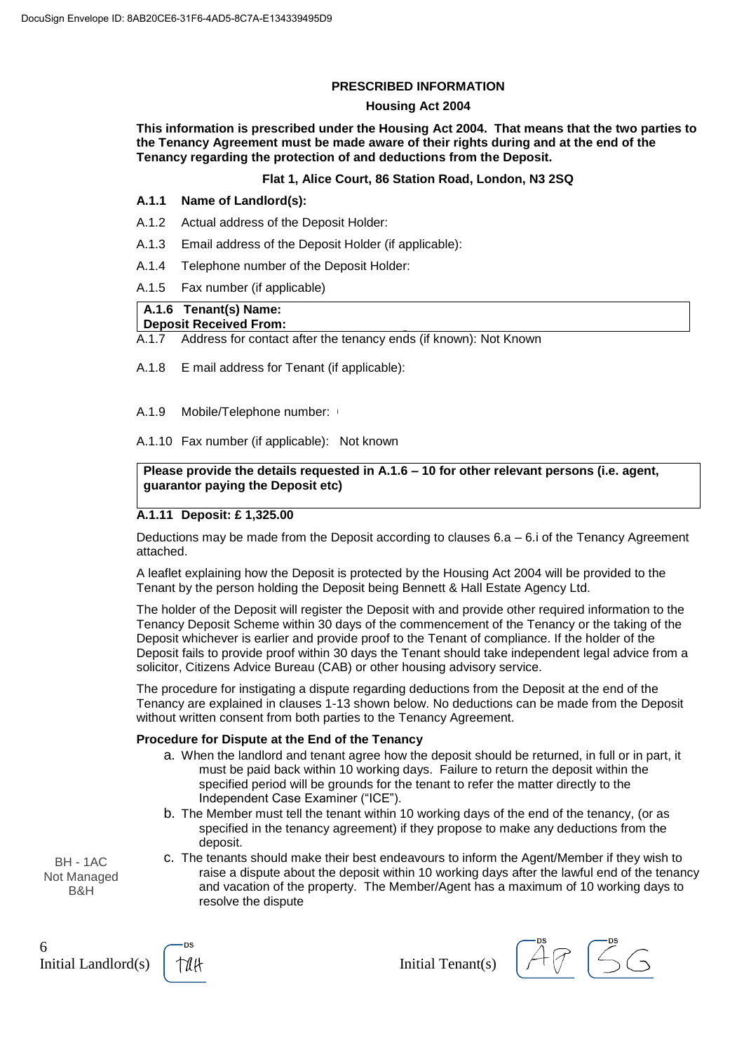**PRESCRIBED INFORMATION**

**Housing Act 2004**

**This information is prescribed under the Housing Act 2004. That means that the two parties to the Tenancy Agreement must be made aware of their rights during and at the end of the Tenancy regarding the protection of and deductions from the Deposit.**

**Flat 1, Alice Court, 86 Station Road, London, N3 2SQ**

**A.1.1 Name of Landlord(s):**

A.1.2 Actual address of the Deposit Holder:

A.1.3 Email address of the Deposit Holder (if applicable):

A.1.4 Telephone number of the Deposit Holder:

A.1.5 Fax number (if applicable)

| **A.1.6 Tenant(s) Name:** **Deposit Received From:** |
|---|

A.1.7 Address for contact after the tenancy ends (if known): Not Known

A.1.8 E mail address for Tenant (if applicable):

A.1.9 Mobile/Telephone number:

A.1.10 Fax number (if applicable): Not known

| **Please provide the details requested in A.1.6 – 10 for other relevant persons (i.e. agent, guarantor paying the Deposit etc)** |
|---|

**A.1.11 Deposit: £ 1,325.00**

Deductions may be made from the Deposit according to clauses 6.a – 6.i of the Tenancy Agreement attached.

A leaflet explaining how the Deposit is protected by the Housing Act 2004 will be provided to the Tenant by the person holding the Deposit being Bennett & Hall Estate Agency Ltd.

The holder of the Deposit will register the Deposit with and provide other required information to the Tenancy Deposit Scheme within 30 days of the commencement of the Tenancy or the taking of the Deposit whichever is earlier and provide proof to the Tenant of compliance. If the holder of the Deposit fails to provide proof within 30 days the Tenant should take independent legal advice from a solicitor, Citizens Advice Bureau (CAB) or other housing advisory service.

The procedure for instigating a dispute regarding deductions from the Deposit at the end of the Tenancy are explained in clauses 1-13 shown below. No deductions can be made from the Deposit without written consent from both parties to the Tenancy Agreement.

**Procedure for Dispute at the End of the Tenancy**

a. When the landlord and tenant agree how the deposit should be returned, in full or in part, it must be paid back within 10 working days. Failure to return the deposit within the specified period will be grounds for the tenant to refer the matter directly to the Independent Case Examiner ("ICE").

b. The Member must tell the tenant within 10 working days of the end of the tenancy, (or as specified in the tenancy agreement) if they propose to make any deductions from the deposit.

c. The tenants should make their best endeavours to inform the Agent/Member if they wish to raise a dispute about the deposit within 10 working days after the lawful end of the tenancy and vacation of the property. The Member/Agent has a maximum of 10 working days to resolve the dispute

BH - 1AC
Not Managed
B&H

Initial Landlord(s) TAH

Initial Tenant(s) AP SG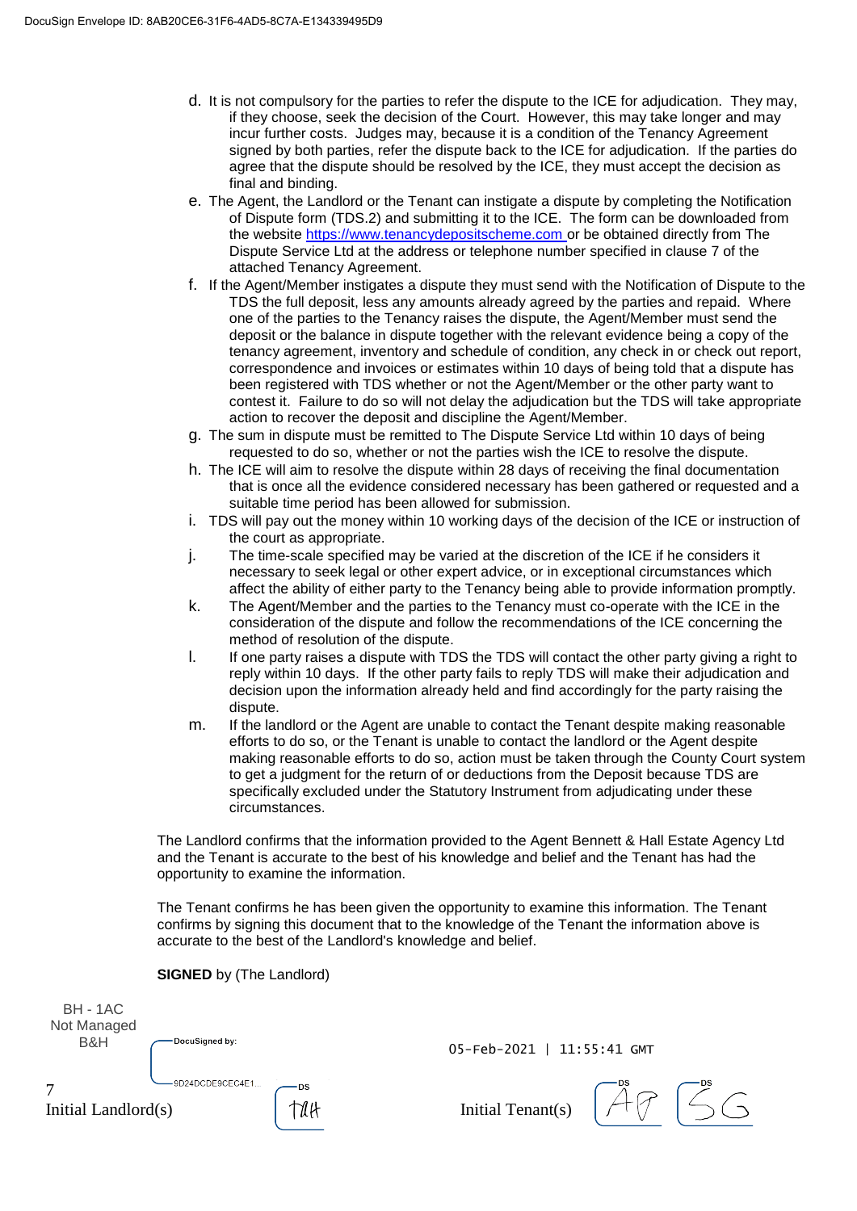d. It is not compulsory for the parties to refer the dispute to the ICE for adjudication. They may, if they choose, seek the decision of the Court. However, this may take longer and may incur further costs. Judges may, because it is a condition of the Tenancy Agreement signed by both parties, refer the dispute back to the ICE for adjudication. If the parties do agree that the dispute should be resolved by the ICE, they must accept the decision as final and binding.

e. The Agent, the Landlord or the Tenant can instigate a dispute by completing the Notification of Dispute form (TDS.2) and submitting it to the ICE. The form can be downloaded from the website https://www.tenancydepositscheme.com or be obtained directly from The Dispute Service Ltd at the address or telephone number specified in clause 7 of the attached Tenancy Agreement.

f. If the Agent/Member instigates a dispute they must send with the Notification of Dispute to the TDS the full deposit, less any amounts already agreed by the parties and repaid. Where one of the parties to the Tenancy raises the dispute, the Agent/Member must send the deposit or the balance in dispute together with the relevant evidence being a copy of the tenancy agreement, inventory and schedule of condition, any check in or check out report, correspondence and invoices or estimates within 10 days of being told that a dispute has been registered with TDS whether or not the Agent/Member or the other party want to contest it. Failure to do so will not delay the adjudication but the TDS will take appropriate action to recover the deposit and discipline the Agent/Member.

g. The sum in dispute must be remitted to The Dispute Service Ltd within 10 days of being requested to do so, whether or not the parties wish the ICE to resolve the dispute.

h. The ICE will aim to resolve the dispute within 28 days of receiving the final documentation that is once all the evidence considered necessary has been gathered or requested and a suitable time period has been allowed for submission.

i. TDS will pay out the money within 10 working days of the decision of the ICE or instruction of the court as appropriate.

j. The time-scale specified may be varied at the discretion of the ICE if he considers it necessary to seek legal or other expert advice, or in exceptional circumstances which affect the ability of either party to the Tenancy being able to provide information promptly.

k. The Agent/Member and the parties to the Tenancy must co-operate with the ICE in the consideration of the dispute and follow the recommendations of the ICE concerning the method of resolution of the dispute.

l. If one party raises a dispute with TDS the TDS will contact the other party giving a right to reply within 10 days. If the other party fails to reply TDS will make their adjudication and decision upon the information already held and find accordingly for the party raising the dispute.

m. If the landlord or the Agent are unable to contact the Tenant despite making reasonable efforts to do so, or the Tenant is unable to contact the landlord or the Agent despite making reasonable efforts to do so, action must be taken through the County Court system to get a judgment for the return of or deductions from the Deposit because TDS are specifically excluded under the Statutory Instrument from adjudicating under these circumstances.

The Landlord confirms that the information provided to the Agent Bennett & Hall Estate Agency Ltd and the Tenant is accurate to the best of his knowledge and belief and the Tenant has had the opportunity to examine the information.

The Tenant confirms he has been given the opportunity to examine this information. The Tenant confirms by signing this document that to the knowledge of the Tenant the information above is accurate to the best of the Landlord's knowledge and belief.

**SIGNED** by (The Landlord)

BH - 1AC
Not Managed
B&H

DocuSigned by:
9D24DCDE9CEC4E1...

05-Feb-2021 | 11:55:41 GMT

Initial Landlord(s) TAH

Initial Tenant(s) AP SG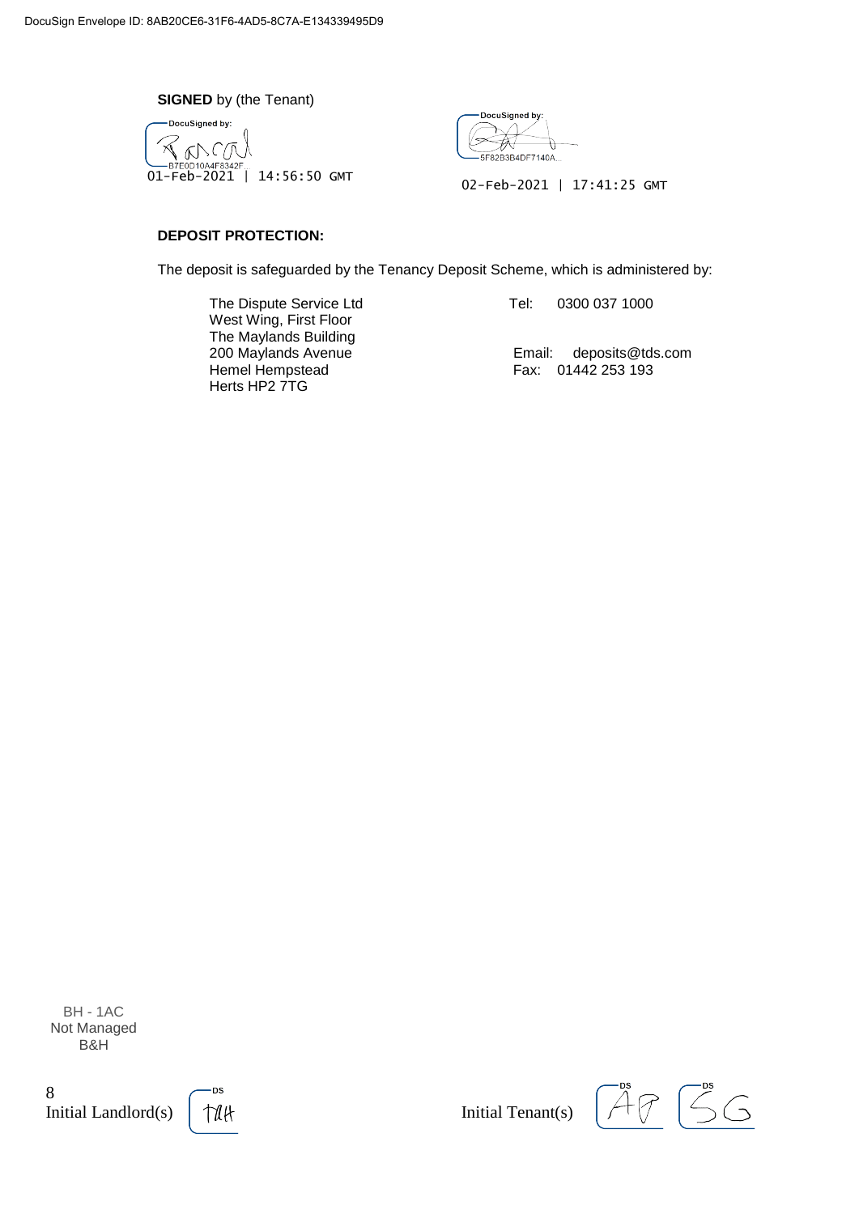DocuSign Envelope ID: 8AB20CE6-31F6-4AD5-8C7A-E134339495D9

**SIGNED** by (the Tenant)

DocuSigned by:
B7E0D10A4F8342F...
01-Feb-2021 | 14:56:50 GMT

DocuSigned by:
5F82B3B4DF7140A...
02-Feb-2021 | 17:41:25 GMT

**DEPOSIT PROTECTION:**

The deposit is safeguarded by the Tenancy Deposit Scheme, which is administered by:

The Dispute Service Ltd
West Wing, First Floor
The Maylands Building
200 Maylands Avenue
Hemel Hempstead
Herts HP2 7TG

Tel: 0300 037 1000

Email: deposits@tds.com
Fax: 01442 253 193

BH - 1AC
Not Managed
B&H

Initial Landlord(s) TAH

Initial Tenant(s) AP SG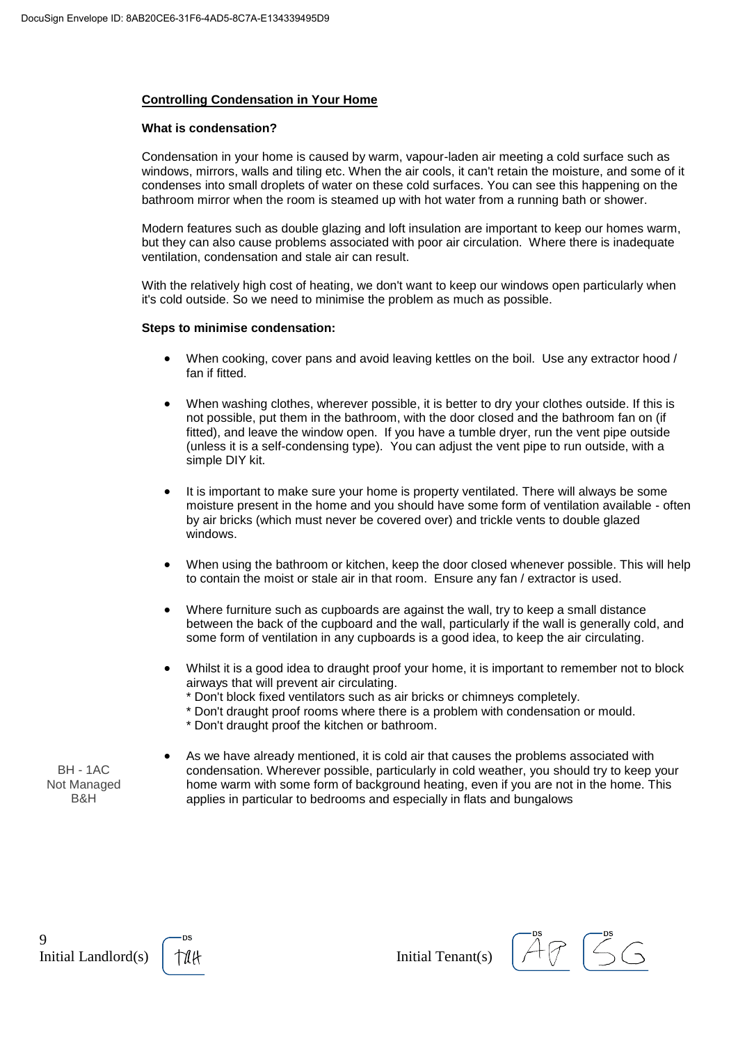## Controlling Condensation in Your Home

### What is condensation?

Condensation in your home is caused by warm, vapour-laden air meeting a cold surface such as windows, mirrors, walls and tiling etc. When the air cools, it can't retain the moisture, and some of it condenses into small droplets of water on these cold surfaces. You can see this happening on the bathroom mirror when the room is steamed up with hot water from a running bath or shower.

Modern features such as double glazing and loft insulation are important to keep our homes warm, but they can also cause problems associated with poor air circulation. Where there is inadequate ventilation, condensation and stale air can result.

With the relatively high cost of heating, we don't want to keep our windows open particularly when it's cold outside. So we need to minimise the problem as much as possible.

### Steps to minimise condensation:

- When cooking, cover pans and avoid leaving kettles on the boil. Use any extractor hood / fan if fitted.
- When washing clothes, wherever possible, it is better to dry your clothes outside. If this is not possible, put them in the bathroom, with the door closed and the bathroom fan on (if fitted), and leave the window open. If you have a tumble dryer, run the vent pipe outside (unless it is a self-condensing type). You can adjust the vent pipe to run outside, with a simple DIY kit.
- It is important to make sure your home is property ventilated. There will always be some moisture present in the home and you should have some form of ventilation available - often by air bricks (which must never be covered over) and trickle vents to double glazed windows.
- When using the bathroom or kitchen, keep the door closed whenever possible. This will help to contain the moist or stale air in that room. Ensure any fan / extractor is used.
- Where furniture such as cupboards are against the wall, try to keep a small distance between the back of the cupboard and the wall, particularly if the wall is generally cold, and some form of ventilation in any cupboards is a good idea, to keep the air circulating.
- Whilst it is a good idea to draught proof your home, it is important to remember not to block airways that will prevent air circulating.
  * Don't block fixed ventilators such as air bricks or chimneys completely.
  * Don't draught proof rooms where there is a problem with condensation or mould.
  * Don't draught proof the kitchen or bathroom.
- As we have already mentioned, it is cold air that causes the problems associated with condensation. Wherever possible, particularly in cold weather, you should try to keep your home warm with some form of background heating, even if you are not in the home. This applies in particular to bedrooms and especially in flats and bungalows

BH - 1AC
Not Managed
B&H

Initial Landlord(s) TAH    Initial Tenant(s) AP SG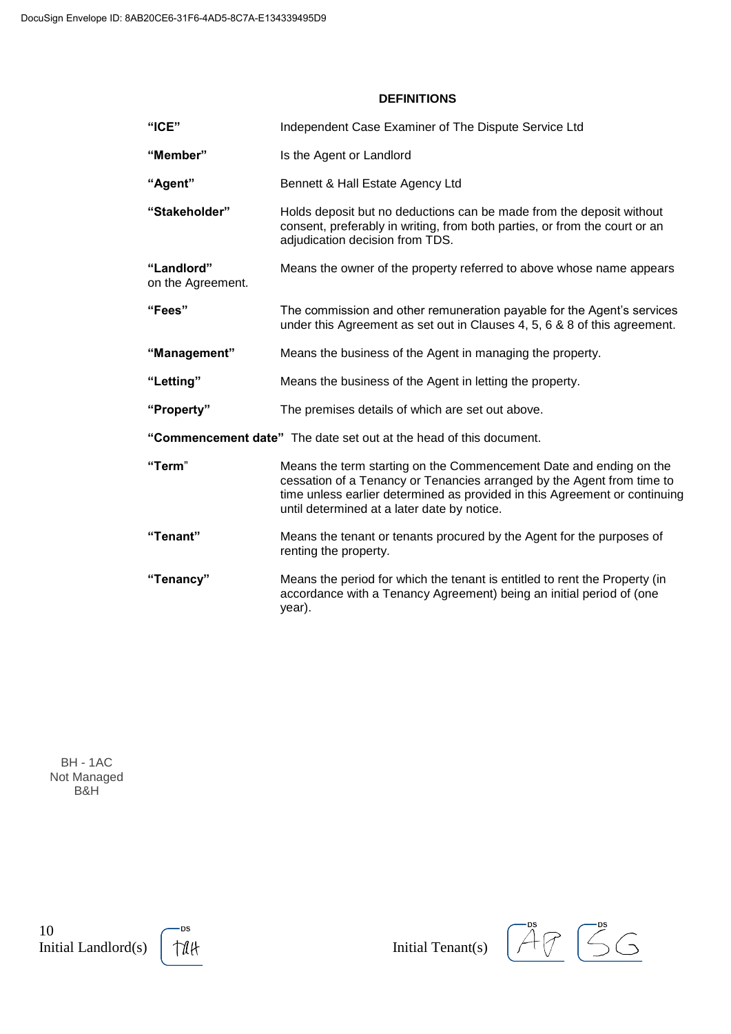## DEFINITIONS

| | |
|---|---|
| **"ICE"** | Independent Case Examiner of The Dispute Service Ltd |
| **"Member"** | Is the Agent or Landlord |
| **"Agent"** | Bennett & Hall Estate Agency Ltd |
| **"Stakeholder"** | Holds deposit but no deductions can be made from the deposit without consent, preferably in writing, from both parties, or from the court or an adjudication decision from TDS. |
| **"Landlord"** on the Agreement. | Means the owner of the property referred to above whose name appears |
| **"Fees"** | The commission and other remuneration payable for the Agent's services under this Agreement as set out in Clauses 4, 5, 6 & 8 of this agreement. |
| **"Management"** | Means the business of the Agent in managing the property. |
| **"Letting"** | Means the business of the Agent in letting the property. |
| **"Property"** | The premises details of which are set out above. |
| **"Commencement date"** | The date set out at the head of this document. |
| **"Term"** | Means the term starting on the Commencement Date and ending on the cessation of a Tenancy or Tenancies arranged by the Agent from time to time unless earlier determined as provided in this Agreement or continuing until determined at a later date by notice. |
| **"Tenant"** | Means the tenant or tenants procured by the Agent for the purposes of renting the property. |
| **"Tenancy"** | Means the period for which the tenant is entitled to rent the Property (in accordance with a Tenancy Agreement) being an initial period of (one year). |

BH - 1AC
Not Managed
B&H

Initial Landlord(s) TAH

Initial Tenant(s) AP SG